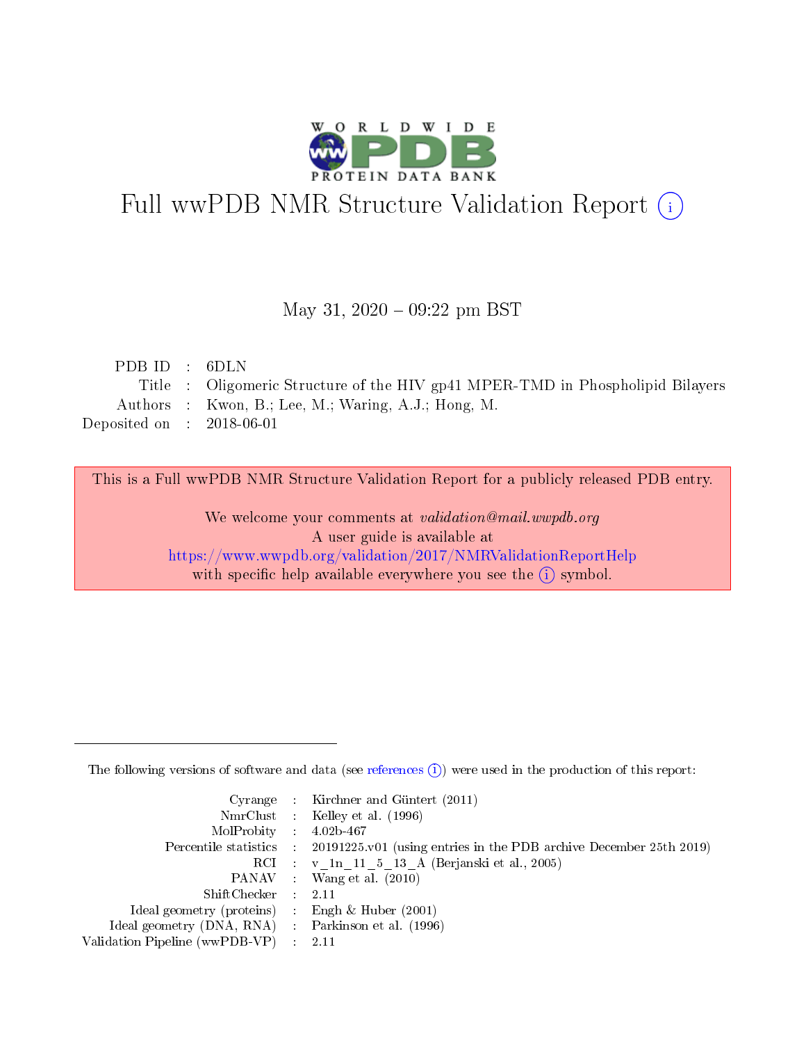# Full wwPDB NMR Structure Validation Report (i)

May 31, 2020 – 09:22 pm BST

| | | |
|---|---|---|
| PDB ID | : | 6DLN |
| Title | : | Oligomeric Structure of the HIV gp41 MPER-TMD in Phospholipid Bilayers |
| Authors | : | Kwon, B.; Lee, M.; Waring, A.J.; Hong, M. |
| Deposited on | : | 2018-06-01 |

This is a Full wwPDB NMR Structure Validation Report for a publicly released PDB entry.

We welcome your comments at *validation@mail.wwpdb.org*
A user guide is available at
https://www.wwpdb.org/validation/2017/NMRValidationReportHelp
with specific help available everywhere you see the (i) symbol.

The following versions of software and data (see references (i)) were used in the production of this report:

| | | |
|---|---|---|
| Cyrange | : | Kirchner and Güntert (2011) |
| NmrClust | : | Kelley et al. (1996) |
| MolProbity | : | 4.02b-467 |
| Percentile statistics | : | 20191225.v01 (using entries in the PDB archive December 25th 2019) |
| RCI | : | v_1n_11_5_13_A (Berjanski et al., 2005) |
| PANAV | : | Wang et al. (2010) |
| ShiftChecker | : | 2.11 |
| Ideal geometry (proteins) | : | Engh & Huber (2001) |
| Ideal geometry (DNA, RNA) | : | Parkinson et al. (1996) |
| Validation Pipeline (wwPDB-VP) | : | 2.11 |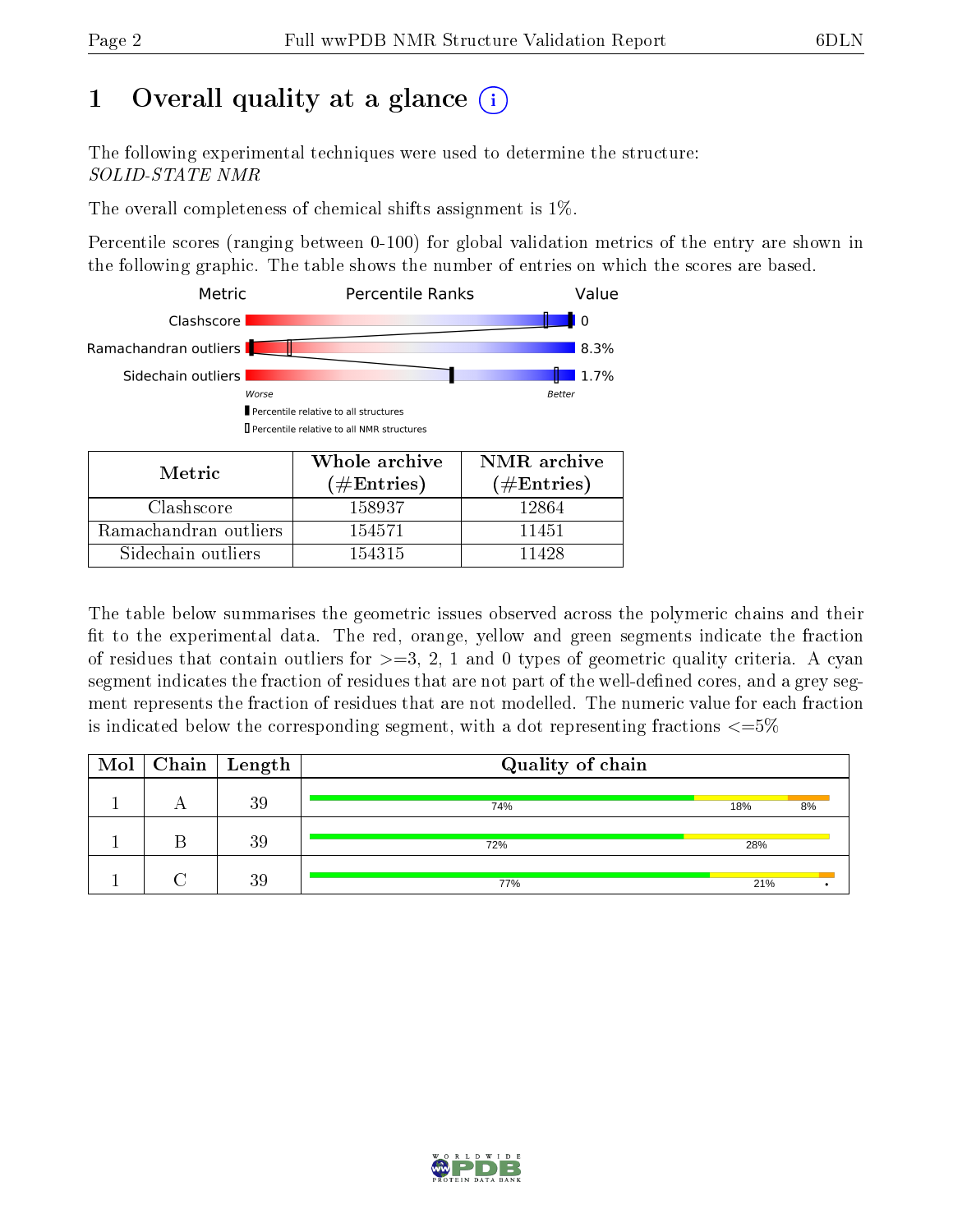# 1 Overall quality at a glance

The following experimental techniques were used to determine the structure:
*SOLID-STATE NMR*

The overall completeness of chemical shifts assignment is 1%.

Percentile scores (ranging between 0-100) for global validation metrics of the entry are shown in the following graphic. The table shows the number of entries on which the scores are based.

| Metric | Percentile Ranks | Value |
|---|---|---|
| Clashscore | | 0 |
| Ramachandran outliers | | 8.3% |
| Sidechain outliers | | 1.7% |

Worse — Better

▮ Percentile relative to all structures
▯ Percentile relative to all NMR structures

| Metric | Whole archive (#Entries) | NMR archive (#Entries) |
|---|---|---|
| Clashscore | 158937 | 12864 |
| Ramachandran outliers | 154571 | 11451 |
| Sidechain outliers | 154315 | 11428 |

The table below summarises the geometric issues observed across the polymeric chains and their fit to the experimental data. The red, orange, yellow and green segments indicate the fraction of residues that contain outliers for >=3, 2, 1 and 0 types of geometric quality criteria. A cyan segment indicates the fraction of residues that are not part of the well-defined cores, and a grey segment represents the fraction of residues that are not modelled. The numeric value for each fraction is indicated below the corresponding segment, with a dot representing fractions <=5%

| Mol | Chain | Length | Quality of chain |
|---|---|---|---|
| 1 | A | 39 | 74% · 18% · 8% |
| 1 | B | 39 | 72% · 28% |
| 1 | C | 39 | 77% · 21% · • |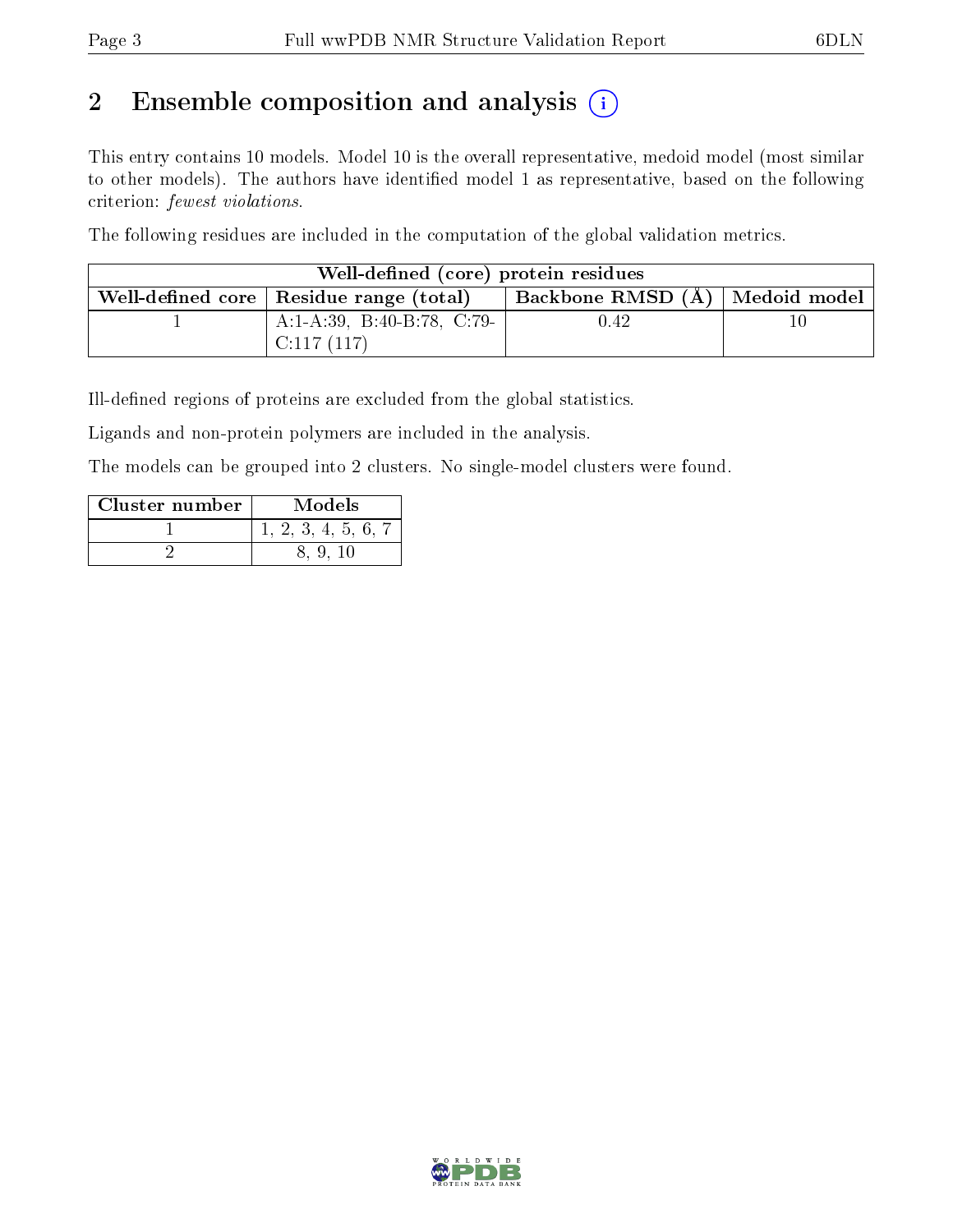# 2 Ensemble composition and analysis

This entry contains 10 models. Model 10 is the overall representative, medoid model (most similar to other models). The authors have identified model 1 as representative, based on the following criterion: *fewest violations*.

The following residues are included in the computation of the global validation metrics.

| Well-defined (core) protein residues | | | |
|---|---|---|---|
| Well-defined core | Residue range (total) | Backbone RMSD (Å) | Medoid model |
| 1 | A:1-A:39, B:40-B:78, C:79-C:117 (117) | 0.42 | 10 |

Ill-defined regions of proteins are excluded from the global statistics.

Ligands and non-protein polymers are included in the analysis.

The models can be grouped into 2 clusters. No single-model clusters were found.

| Cluster number | Models |
|---|---|
| 1 | 1, 2, 3, 4, 5, 6, 7 |
| 2 | 8, 9, 10 |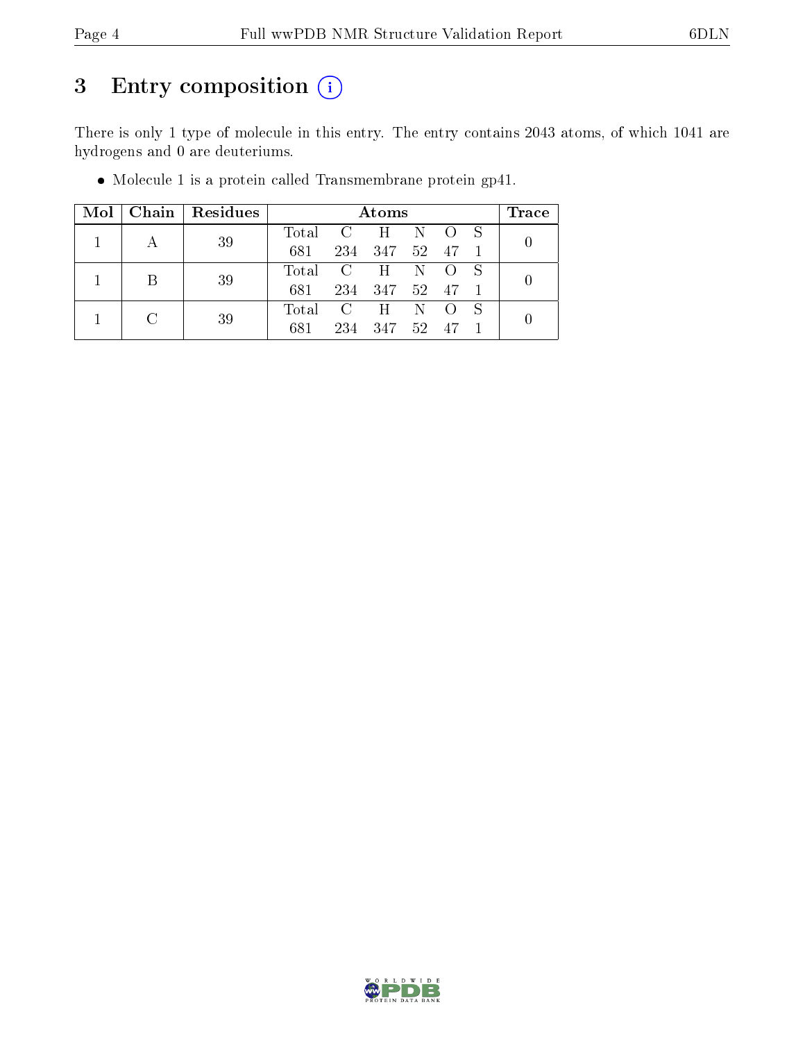# 3 Entry composition (i)

There is only 1 type of molecule in this entry. The entry contains 2043 atoms, of which 1041 are hydrogens and 0 are deuteriums.

- Molecule 1 is a protein called Transmembrane protein gp41.

| Mol | Chain | Residues | Atoms | | | | | | Trace |
|---|---|---|---|---|---|---|---|---|---|
| | | | Total | C | H | N | O | S | |
| 1 | A | 39 | 681 | 234 | 347 | 52 | 47 | 1 | 0 |
| 1 | B | 39 | 681 | 234 | 347 | 52 | 47 | 1 | 0 |
| 1 | C | 39 | 681 | 234 | 347 | 52 | 47 | 1 | 0 |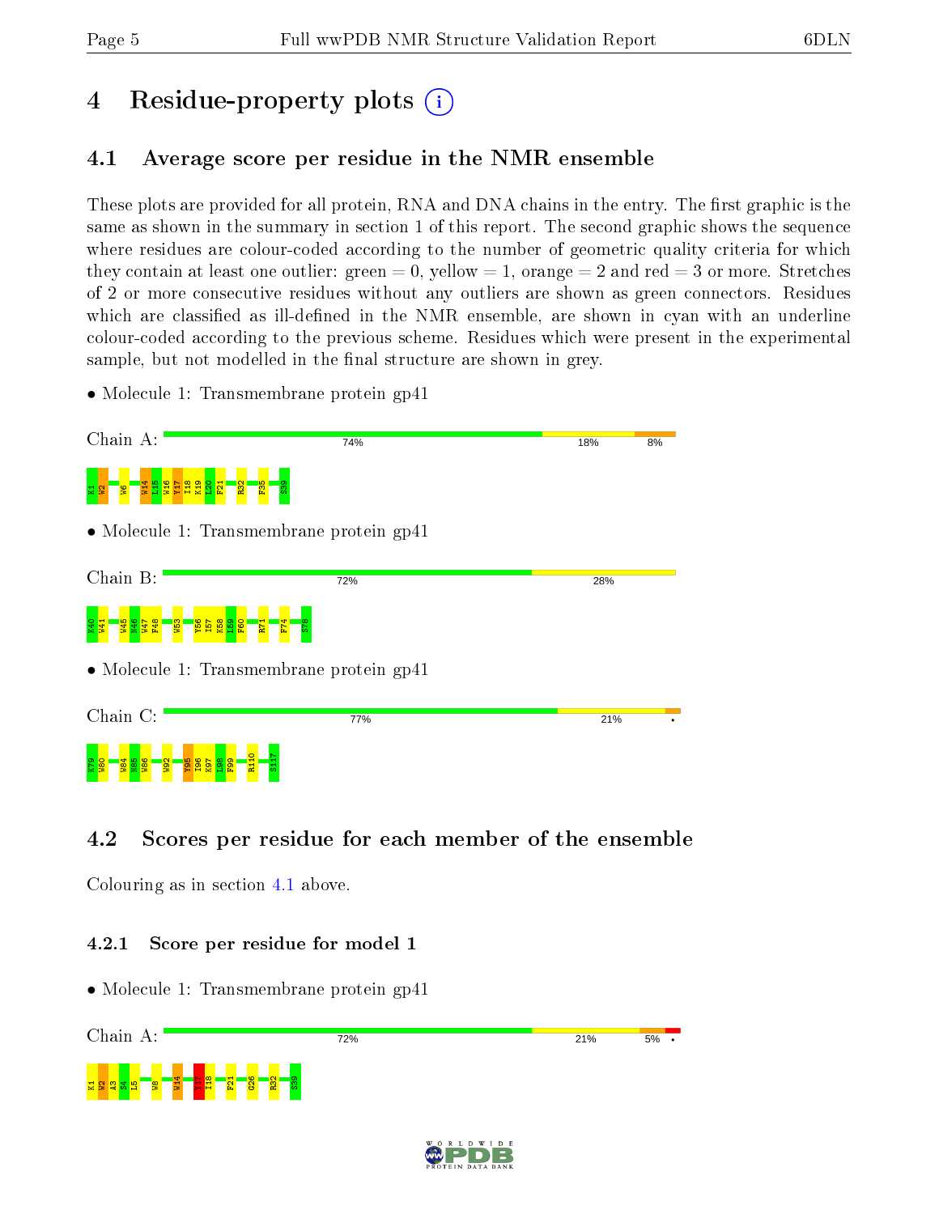# 4 Residue-property plots

## 4.1 Average score per residue in the NMR ensemble

These plots are provided for all protein, RNA and DNA chains in the entry. The first graphic is the same as shown in the summary in section 1 of this report. The second graphic shows the sequence where residues are colour-coded according to the number of geometric quality criteria for which they contain at least one outlier: green = 0, yellow = 1, orange = 2 and red = 3 or more. Stretches of 2 or more consecutive residues without any outliers are shown as green connectors. Residues which are classified as ill-defined in the NMR ensemble, are shown in cyan with an underline colour-coded according to the previous scheme. Residues which were present in the experimental sample, but not modelled in the final structure are shown in grey.

- Molecule 1: Transmembrane protein gp41

Chain A: 74% 18% 8%

K1 W2 W6 W14 I15 W16 Y17 I18 K19 L20 F21 R32 F35 S39

- Molecule 1: Transmembrane protein gp41

Chain B: 72% 28%

K40 W41 W45 N46 W47 F48 W53 Y56 I57 K58 L59 F60 R71 F74 S78

- Molecule 1: Transmembrane protein gp41

Chain C: 77% 21% •

K79 W80 W84 N85 W86 W92 Y95 I96 K97 L98 F99 R110 S117

## 4.2 Scores per residue for each member of the ensemble

Colouring as in section 4.1 above.

### 4.2.1 Score per residue for model 1

- Molecule 1: Transmembrane protein gp41

Chain A: 72% 21% 5% •

K1 W2 A3 S4 L5 W8 W14 Y17 I18 F21 G26 R32 S39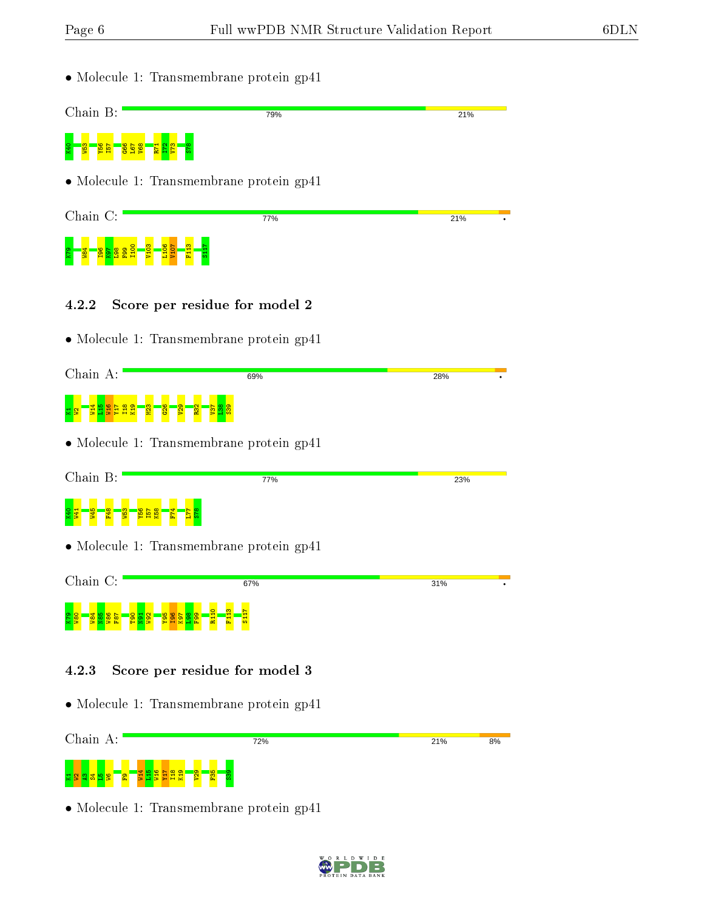- Molecule 1: Transmembrane protein gp41

Chain B: 79% 21%

K40 W53 Y56 I57 G66 L67 V68 R71 I72 V73 S78

- Molecule 1: Transmembrane protein gp41

Chain C: 77% 21% •

K79 W84 I96 K97 L98 F99 I100 V103 L106 V107 F113 S117

#### 4.2.2 Score per residue for model 2

- Molecule 1: Transmembrane protein gp41

Chain A: 69% 28% •

K1 W2 W14 L15 W16 Y17 I18 K19 M23 G26 V29 R32 V37 L38 S39

- Molecule 1: Transmembrane protein gp41

Chain B: 77% 23%

K40 W41 W45 F48 W53 Y56 I57 K58 F74 L77 S78

- Molecule 1: Transmembrane protein gp41

Chain C: 67% 31% •

K79 W80 W84 N85 W86 F87 T90 N91 W92 Y95 I96 K97 L98 F99 R110 F113 S117

#### 4.2.3 Score per residue for model 3

- Molecule 1: Transmembrane protein gp41

Chain A: 72% 21% 8%

K1 W2 A3 S4 L5 W6 F9 W14 L15 W16 Y17 I18 K19 V29 F35 S39

- Molecule 1: Transmembrane protein gp41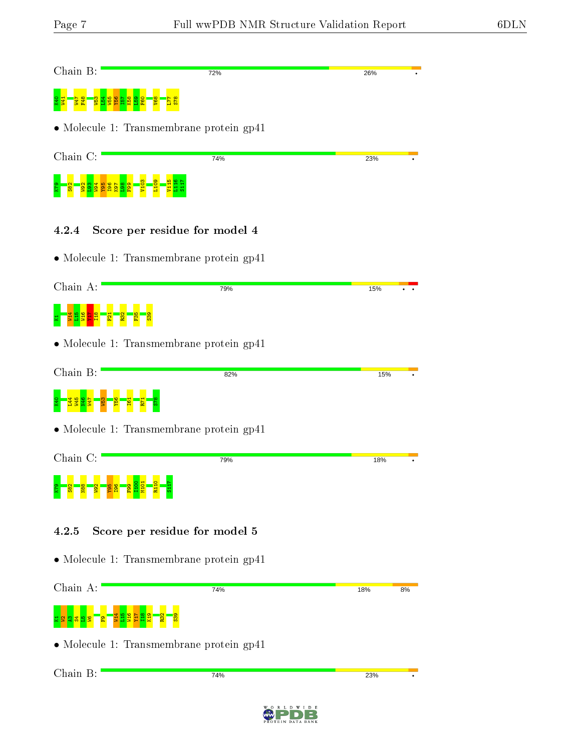Chain B: 72% 26% •

K40 W41 W47 F48 W53 L54 W55 Y56 I57 K58 L59 F60 V68 L77 S78

• Molecule 1: Transmembrane protein gp41

Chain C: 74% 23% •

K79 S82 W92 L93 W94 Y95 I96 K97 L98 F99 V103 L109 V115 L116 S117

### 4.2.4 Score per residue for model 4

• Molecule 1: Transmembrane protein gp41

Chain A: 79% 15% • •

K1 W14 L15 W16 Y17 I18 F21 R32 F35 S39

• Molecule 1: Transmembrane protein gp41

Chain B: 82% 15% •

K40 L44 W45 W46 W47 W53 Y56 I61 R71 S78

• Molecule 1: Transmembrane protein gp41

Chain C: 79% 18% •

K79 S82 N88 W92 Y95 I96 F99 I100 M101 R110 S117

### 4.2.5 Score per residue for model 5

• Molecule 1: Transmembrane protein gp41

Chain A: 74% 18% 8%

K1 W2 A3 S4 L5 W6 F9 W14 L15 W16 Y17 I18 K19 R32 S39

• Molecule 1: Transmembrane protein gp41

Chain B: 74% 23% •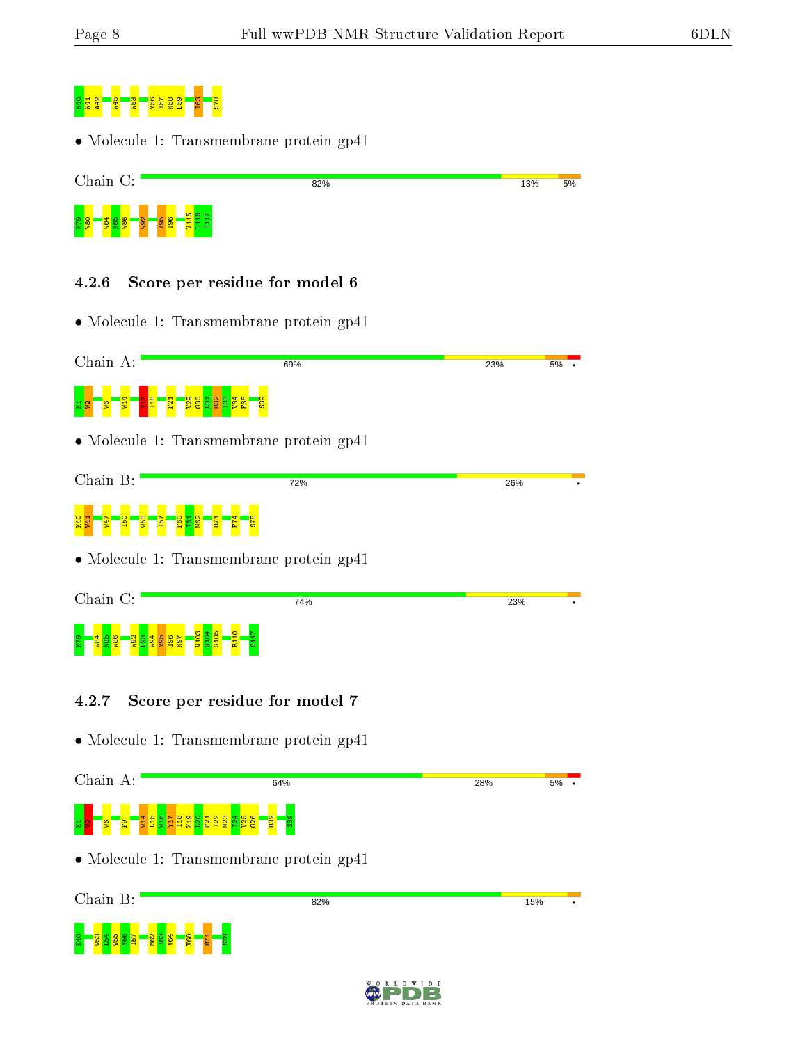K40 W41 A42 W45 W53 Y56 I57 K58 L59 I63 S78

- Molecule 1: Transmembrane protein gp41

Chain C: 82% 13% 5%

K79 W80 W84 N85 W86 W92 Y95 I96 V115 L116 S117

### 4.2.6 Score per residue for model 6

- Molecule 1: Transmembrane protein gp41

Chain A: 69% 23% 5% •

K1 W2 W6 W14 Y17 I18 F21 V29 G30 L31 R32 I33 V34 F35 S39

- Molecule 1: Transmembrane protein gp41

Chain B: 72% 26% •

K40 W41 W47 I50 W53 I57 F60 I61 M62 R71 F74 S78

- Molecule 1: Transmembrane protein gp41

Chain C: 74% 23% •

K79 W84 N85 W86 W92 L93 W94 Y95 I96 K97 V103 G104 G105 R110 S117

### 4.2.7 Score per residue for model 7

- Molecule 1: Transmembrane protein gp41

Chain A: 64% 28% 5% •

K1 W2 W6 F9 W14 L15 W16 Y17 I18 K19 L20 F21 I22 M23 I24 V25 G26 R32 S39

- Molecule 1: Transmembrane protein gp41

Chain B: 82% 15% •

K40 W53 L54 W55 Y56 I57 M62 I63 V64 V68 R71 S78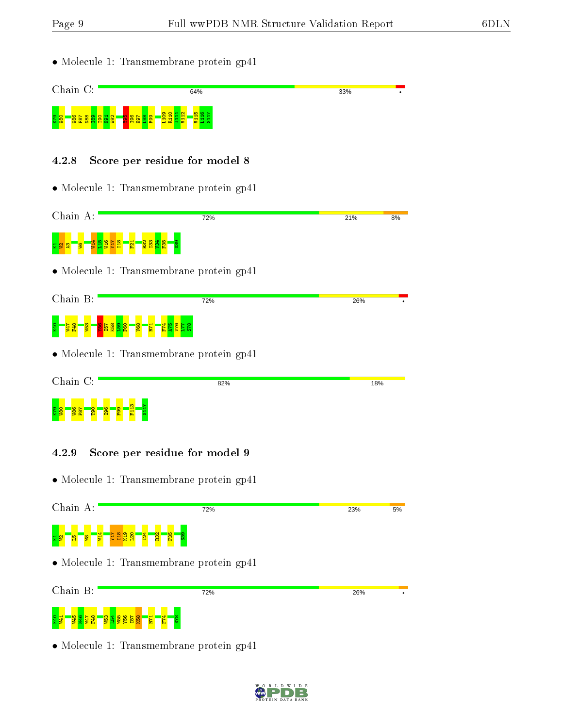• Molecule 1: Transmembrane protein gp41

Chain C: 64% 33% •

K79 W80 W86 F87 N88 I89 T90 N91 W92 Y95 I96 K97 L98 F99 L109 R110 I111 V112 V115 L116 S117

### 4.2.8 Score per residue for model 8

• Molecule 1: Transmembrane protein gp41

Chain A: 72% 21% 8%

K1 W2 A3 W6 W14 L15 W16 Y17 I18 F21 R32 I33 V34 F35 S39

• Molecule 1: Transmembrane protein gp41

Chain B: 72% 26% •

K40 W47 F48 W53 Y56 I57 K58 L59 F60 V68 R71 F74 A75 V76 L77 S78

• Molecule 1: Transmembrane protein gp41

Chain C: 82% 18%

K79 W80 W86 F87 T90 I96 F99 F113 S117

### 4.2.9 Score per residue for model 9

• Molecule 1: Transmembrane protein gp41

Chain A: 72% 23% 5%

K1 W2 L5 W8 W14 Y17 I18 K19 L20 I24 R32 F35 S39

• Molecule 1: Transmembrane protein gp41

Chain B: 72% 26% •

K40 W41 W45 W46 W47 F48 W53 L54 W55 Y56 I57 K58 R71 F74 S78

• Molecule 1: Transmembrane protein gp41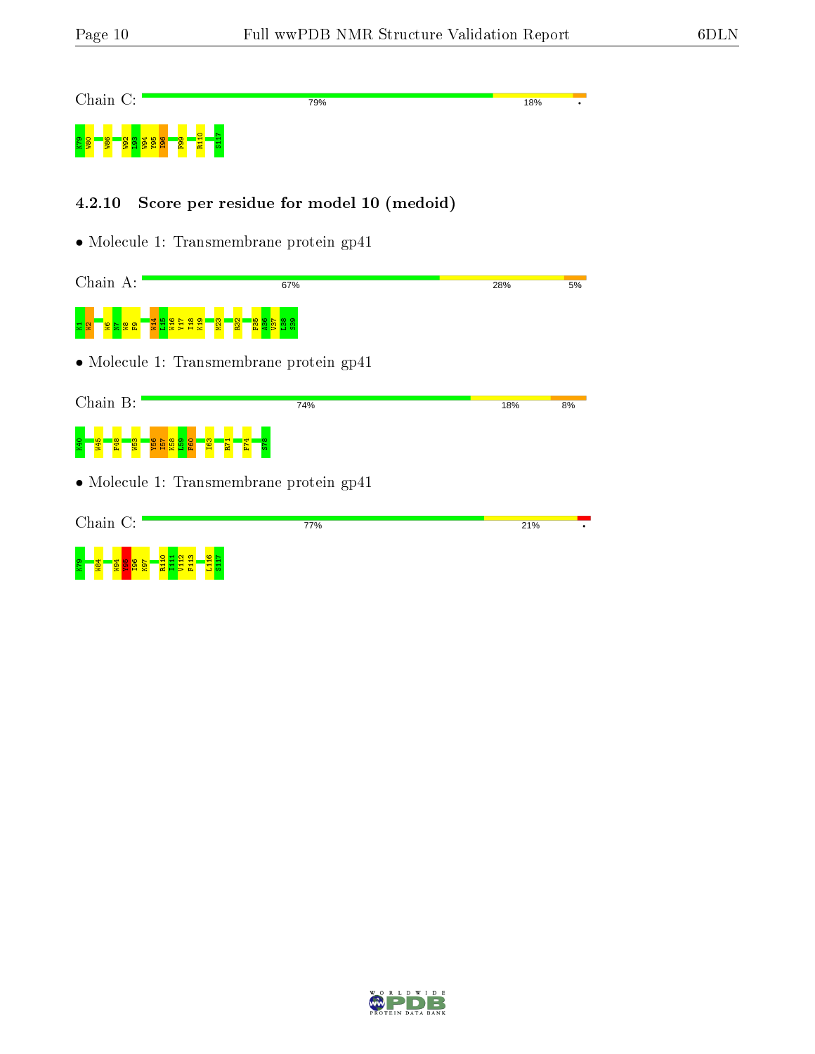Chain C: 79% 18% •

K79 W80 W86 W92 L93 W94 Y95 I96 F99 R110 S117

### 4.2.10 Score per residue for model 10 (medoid)

• Molecule 1: Transmembrane protein gp41

Chain A: 67% 28% 5%

K1 W2 W6 N7 W8 F9 W14 L15 W16 Y17 I18 K19 M23 R32 F35 A36 V37 L38 S39

• Molecule 1: Transmembrane protein gp41

Chain B: 74% 18% 8%

K40 W45 F48 W53 Y56 I57 K58 L59 F60 I63 R71 F74 S78

• Molecule 1: Transmembrane protein gp41

Chain C: 77% 21% •

K79 W84 W94 Y95 I96 K97 R110 I111 V112 F113 L116 S117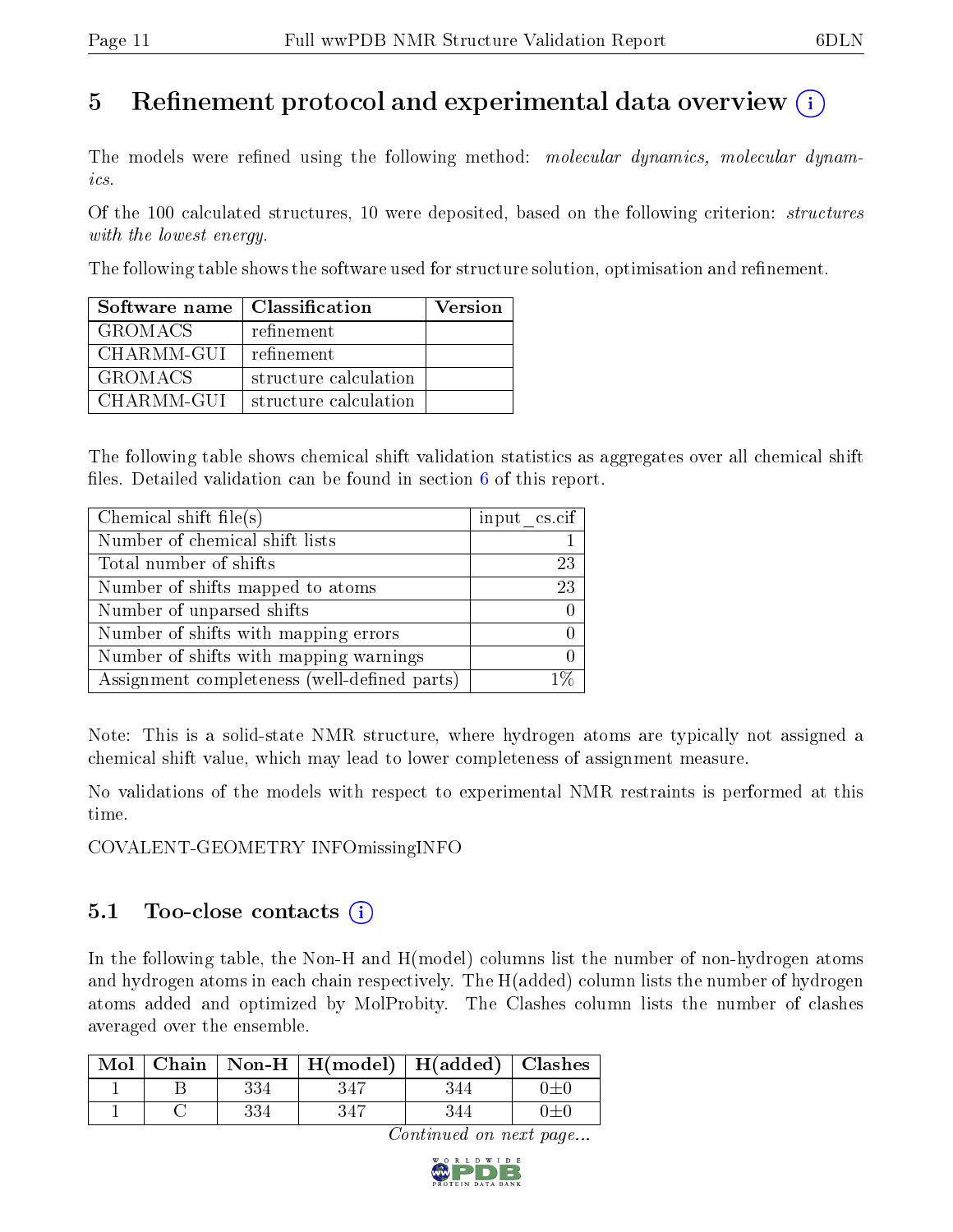# 5 Refinement protocol and experimental data overview (i)

The models were refined using the following method: *molecular dynamics, molecular dynamics*.

Of the 100 calculated structures, 10 were deposited, based on the following criterion: *structures with the lowest energy*.

The following table shows the software used for structure solution, optimisation and refinement.

| Software name | Classification | Version |
|---|---|---|
| GROMACS | refinement | |
| CHARMM-GUI | refinement | |
| GROMACS | structure calculation | |
| CHARMM-GUI | structure calculation | |

The following table shows chemical shift validation statistics as aggregates over all chemical shift files. Detailed validation can be found in section 6 of this report.

| Chemical shift file(s) | input_cs.cif |
|---|---|
| Number of chemical shift lists | 1 |
| Total number of shifts | 23 |
| Number of shifts mapped to atoms | 23 |
| Number of unparsed shifts | 0 |
| Number of shifts with mapping errors | 0 |
| Number of shifts with mapping warnings | 0 |
| Assignment completeness (well-defined parts) | 1% |

Note: This is a solid-state NMR structure, where hydrogen atoms are typically not assigned a chemical shift value, which may lead to lower completeness of assignment measure.

No validations of the models with respect to experimental NMR restraints is performed at this time.

COVALENT-GEOMETRY INFOmissingINFO

## 5.1 Too-close contacts (i)

In the following table, the Non-H and H(model) columns list the number of non-hydrogen atoms and hydrogen atoms in each chain respectively. The H(added) column lists the number of hydrogen atoms added and optimized by MolProbity. The Clashes column lists the number of clashes averaged over the ensemble.

| Mol | Chain | Non-H | H(model) | H(added) | Clashes |
|---|---|---|---|---|---|
| 1 | B | 334 | 347 | 344 | 0±0 |
| 1 | C | 334 | 347 | 344 | 0±0 |

*Continued on next page...*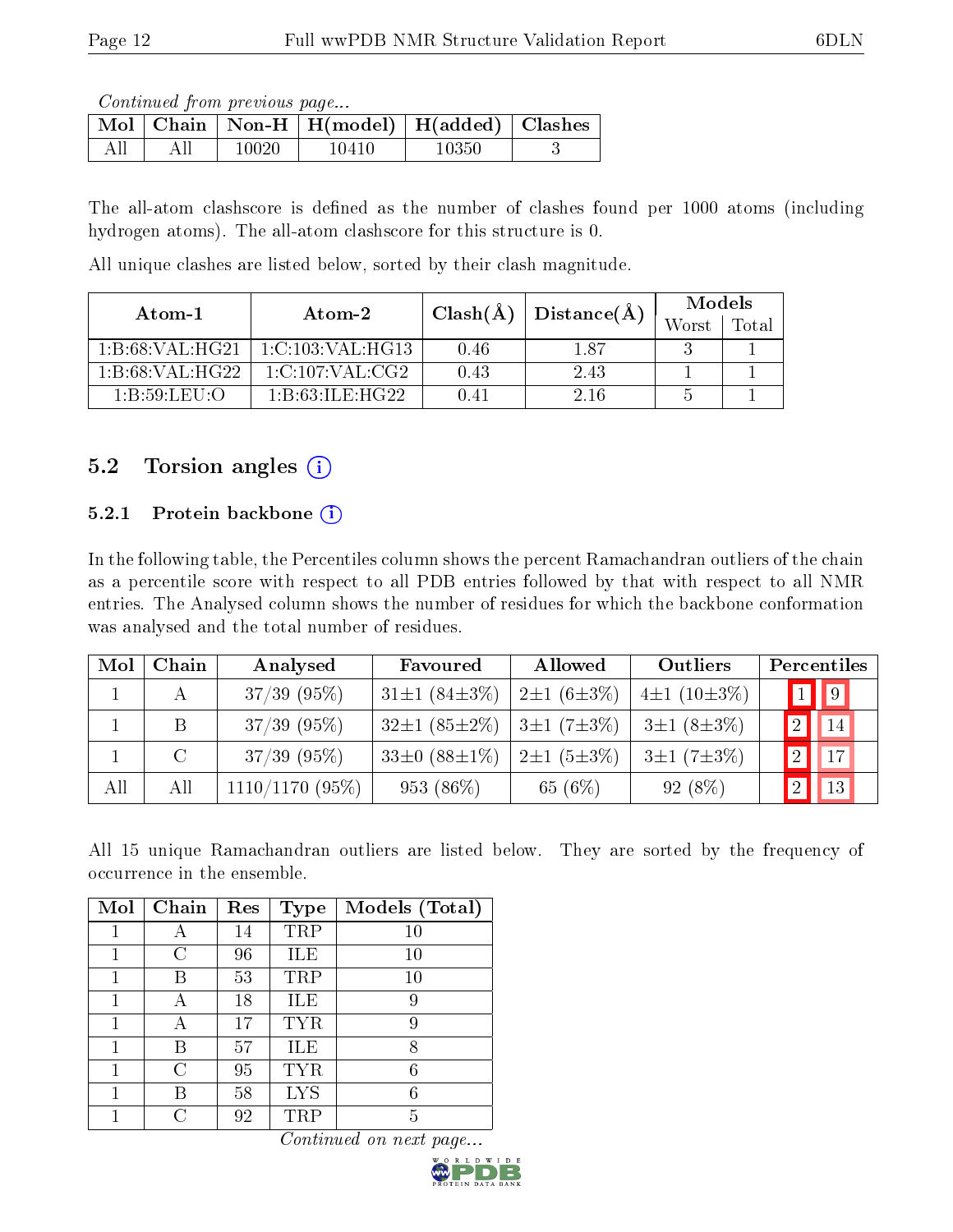*Continued from previous page...*

| Mol | Chain | Non-H | H(model) | H(added) | Clashes |
|---|---|---|---|---|---|
| All | All | 10020 | 10410 | 10350 | 3 |

The all-atom clashscore is defined as the number of clashes found per 1000 atoms (including hydrogen atoms). The all-atom clashscore for this structure is 0.

All unique clashes are listed below, sorted by their clash magnitude.

| Atom-1 | Atom-2 | Clash(Å) | Distance(Å) | Models | |
|---|---|---|---|---|---|
| | | | | Worst | Total |
| 1:B:68:VAL:HG21 | 1:C:103:VAL:HG13 | 0.46 | 1.87 | 3 | 1 |
| 1:B:68:VAL:HG22 | 1:C:107:VAL:CG2 | 0.43 | 2.43 | 1 | 1 |
| 1:B:59:LEU:O | 1:B:63:ILE:HG22 | 0.41 | 2.16 | 5 | 1 |

## 5.2 Torsion angles

### 5.2.1 Protein backbone

In the following table, the Percentiles column shows the percent Ramachandran outliers of the chain as a percentile score with respect to all PDB entries followed by that with respect to all NMR entries. The Analysed column shows the number of residues for which the backbone conformation was analysed and the total number of residues.

| Mol | Chain | Analysed | Favoured | Allowed | Outliers | Percentiles | |
|---|---|---|---|---|---|---|---|
| 1 | A | 37/39 (95%) | 31±1 (84±3%) | 2±1 (6±3%) | 4±1 (10±3%) | 1 | 9 |
| 1 | B | 37/39 (95%) | 32±1 (85±2%) | 3±1 (7±3%) | 3±1 (8±3%) | 2 | 14 |
| 1 | C | 37/39 (95%) | 33±0 (88±1%) | 2±1 (5±3%) | 3±1 (7±3%) | 2 | 17 |
| All | All | 1110/1170 (95%) | 953 (86%) | 65 (6%) | 92 (8%) | 2 | 13 |

All 15 unique Ramachandran outliers are listed below. They are sorted by the frequency of occurrence in the ensemble.

| Mol | Chain | Res | Type | Models (Total) |
|---|---|---|---|---|
| 1 | A | 14 | TRP | 10 |
| 1 | C | 96 | ILE | 10 |
| 1 | B | 53 | TRP | 10 |
| 1 | A | 18 | ILE | 9 |
| 1 | A | 17 | TYR | 9 |
| 1 | B | 57 | ILE | 8 |
| 1 | C | 95 | TYR | 6 |
| 1 | B | 58 | LYS | 6 |
| 1 | C | 92 | TRP | 5 |

*Continued on next page...*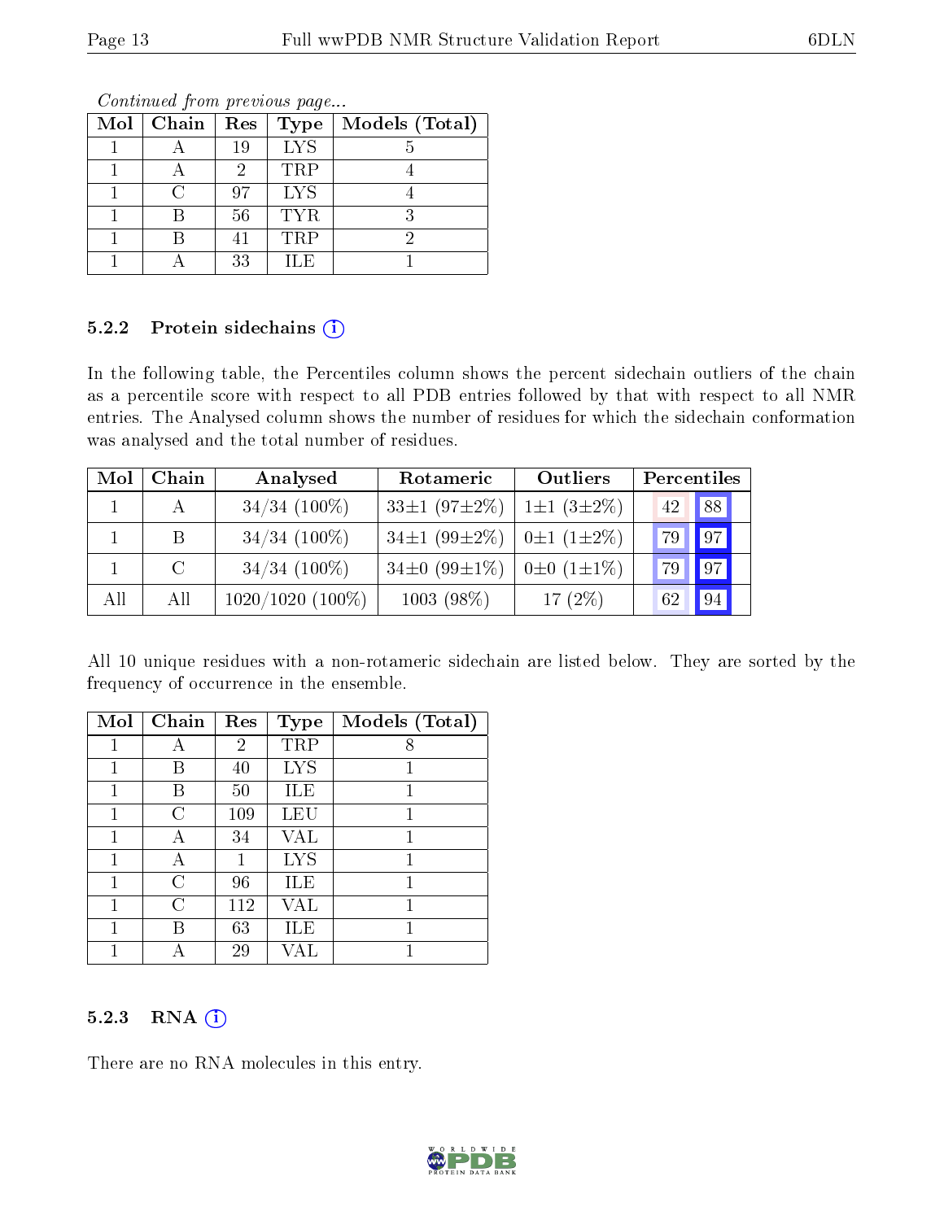*Continued from previous page...*

| Mol | Chain | Res | Type | Models (Total) |
|---|---|---|---|---|
| 1 | A | 19 | LYS | 5 |
| 1 | A | 2 | TRP | 4 |
| 1 | C | 97 | LYS | 4 |
| 1 | B | 56 | TYR | 3 |
| 1 | B | 41 | TRP | 2 |
| 1 | A | 33 | ILE | 1 |

### 5.2.2 Protein sidechains

In the following table, the Percentiles column shows the percent sidechain outliers of the chain as a percentile score with respect to all PDB entries followed by that with respect to all NMR entries. The Analysed column shows the number of residues for which the sidechain conformation was analysed and the total number of residues.

| Mol | Chain | Analysed | Rotameric | Outliers | Percentiles | |
|---|---|---|---|---|---|---|
| 1 | A | 34/34 (100%) | 33±1 (97±2%) | 1±1 (3±2%) | 42 | 88 |
| 1 | B | 34/34 (100%) | 34±1 (99±2%) | 0±1 (1±2%) | 79 | 97 |
| 1 | C | 34/34 (100%) | 34±0 (99±1%) | 0±0 (1±1%) | 79 | 97 |
| All | All | 1020/1020 (100%) | 1003 (98%) | 17 (2%) | 62 | 94 |

All 10 unique residues with a non-rotameric sidechain are listed below. They are sorted by the frequency of occurrence in the ensemble.

| Mol | Chain | Res | Type | Models (Total) |
|---|---|---|---|---|
| 1 | A | 2 | TRP | 8 |
| 1 | B | 40 | LYS | 1 |
| 1 | B | 50 | ILE | 1 |
| 1 | C | 109 | LEU | 1 |
| 1 | A | 34 | VAL | 1 |
| 1 | A | 1 | LYS | 1 |
| 1 | C | 96 | ILE | 1 |
| 1 | C | 112 | VAL | 1 |
| 1 | B | 63 | ILE | 1 |
| 1 | A | 29 | VAL | 1 |

### 5.2.3 RNA

There are no RNA molecules in this entry.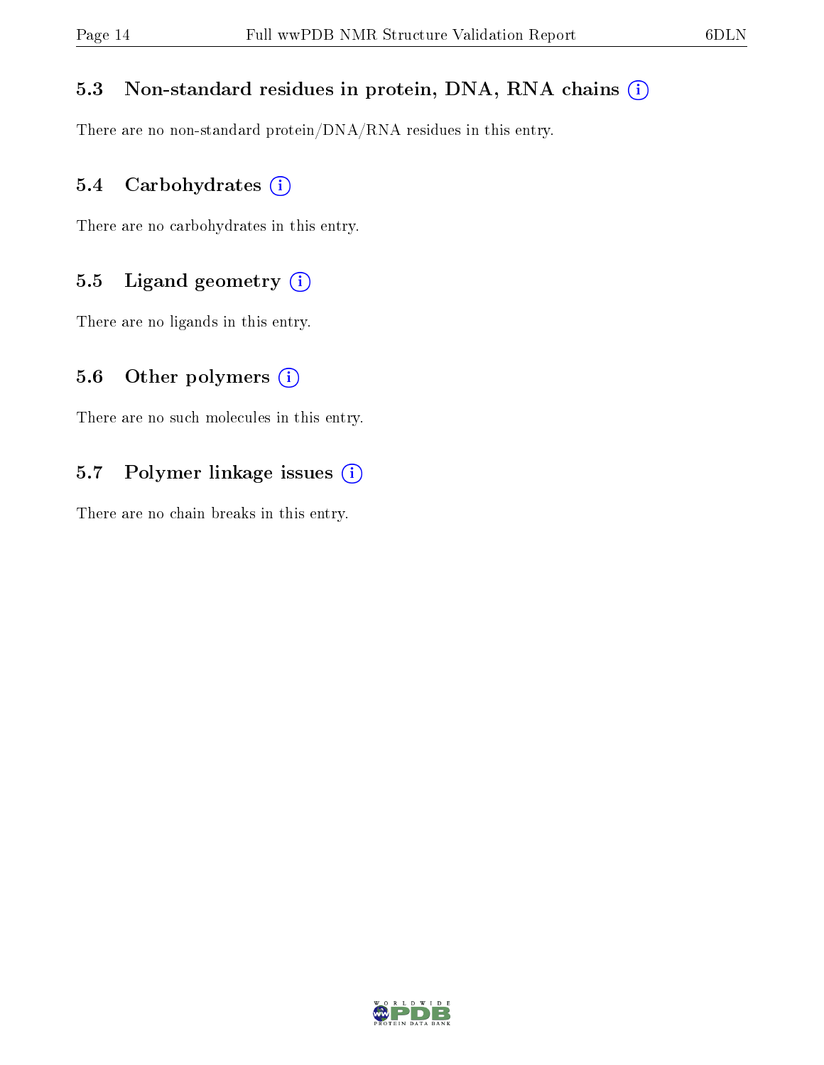### 5.3 Non-standard residues in protein, DNA, RNA chains (i)

There are no non-standard protein/DNA/RNA residues in this entry.

### 5.4 Carbohydrates (i)

There are no carbohydrates in this entry.

### 5.5 Ligand geometry (i)

There are no ligands in this entry.

### 5.6 Other polymers (i)

There are no such molecules in this entry.

### 5.7 Polymer linkage issues (i)

There are no chain breaks in this entry.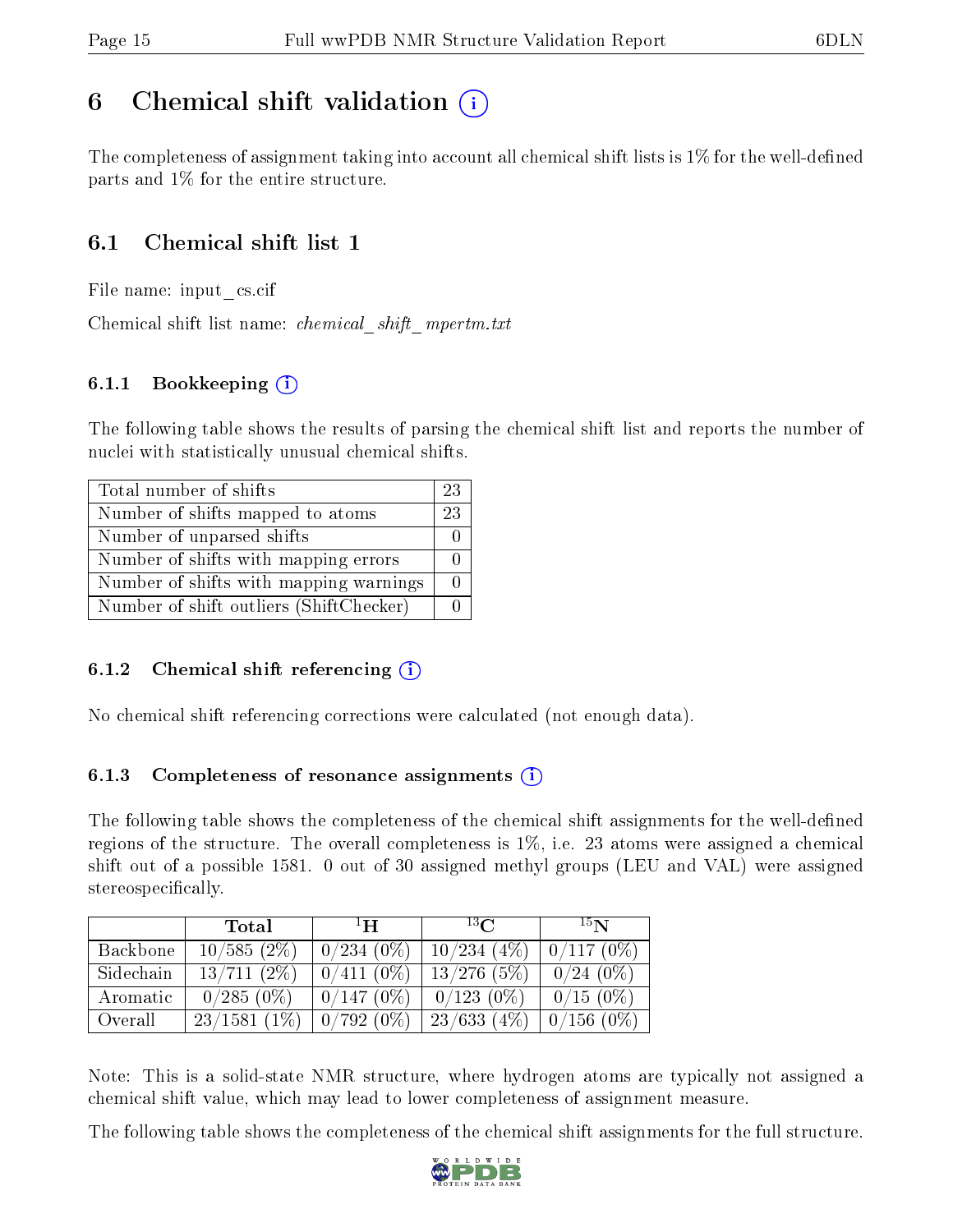# 6 Chemical shift validation (i)

The completeness of assignment taking into account all chemical shift lists is 1% for the well-defined parts and 1% for the entire structure.

## 6.1 Chemical shift list 1

File name: input_cs.cif

Chemical shift list name: *chemical_shift_mpertm.txt*

### 6.1.1 Bookkeeping (i)

The following table shows the results of parsing the chemical shift list and reports the number of nuclei with statistically unusual chemical shifts.

| Total number of shifts | 23 |
|---|---|
| Number of shifts mapped to atoms | 23 |
| Number of unparsed shifts | 0 |
| Number of shifts with mapping errors | 0 |
| Number of shifts with mapping warnings | 0 |
| Number of shift outliers (ShiftChecker) | 0 |

### 6.1.2 Chemical shift referencing (i)

No chemical shift referencing corrections were calculated (not enough data).

### 6.1.3 Completeness of resonance assignments (i)

The following table shows the completeness of the chemical shift assignments for the well-defined regions of the structure. The overall completeness is 1%, i.e. 23 atoms were assigned a chemical shift out of a possible 1581. 0 out of 30 assigned methyl groups (LEU and VAL) were assigned stereospecifically.

| | Total | $^{1}$H | $^{13}$C | $^{15}$N |
|---|---|---|---|---|
| Backbone | 10/585 (2%) | 0/234 (0%) | 10/234 (4%) | 0/117 (0%) |
| Sidechain | 13/711 (2%) | 0/411 (0%) | 13/276 (5%) | 0/24 (0%) |
| Aromatic | 0/285 (0%) | 0/147 (0%) | 0/123 (0%) | 0/15 (0%) |
| Overall | 23/1581 (1%) | 0/792 (0%) | 23/633 (4%) | 0/156 (0%) |

Note: This is a solid-state NMR structure, where hydrogen atoms are typically not assigned a chemical shift value, which may lead to lower completeness of assignment measure.

The following table shows the completeness of the chemical shift assignments for the full structure.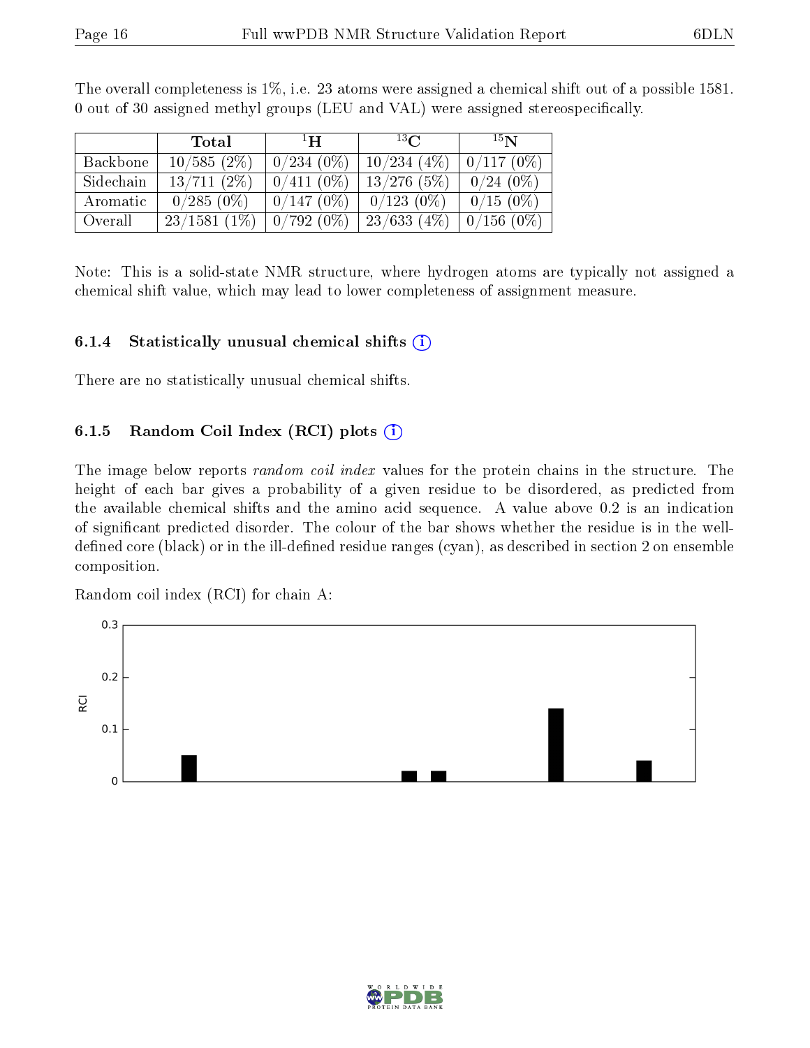The overall completeness is 1%, i.e. 23 atoms were assigned a chemical shift out of a possible 1581. 0 out of 30 assigned methyl groups (LEU and VAL) were assigned stereospecifically.

| | Total | $^{1}$H | $^{13}$C | $^{15}$N |
|---|---|---|---|---|
| Backbone | 10/585 (2%) | 0/234 (0%) | 10/234 (4%) | 0/117 (0%) |
| Sidechain | 13/711 (2%) | 0/411 (0%) | 13/276 (5%) | 0/24 (0%) |
| Aromatic | 0/285 (0%) | 0/147 (0%) | 0/123 (0%) | 0/15 (0%) |
| Overall | 23/1581 (1%) | 0/792 (0%) | 23/633 (4%) | 0/156 (0%) |

Note: This is a solid-state NMR structure, where hydrogen atoms are typically not assigned a chemical shift value, which may lead to lower completeness of assignment measure.

### 6.1.4 Statistically unusual chemical shifts

There are no statistically unusual chemical shifts.

### 6.1.5 Random Coil Index (RCI) plots

The image below reports *random coil index* values for the protein chains in the structure. The height of each bar gives a probability of a given residue to be disordered, as predicted from the available chemical shifts and the amino acid sequence. A value above 0.2 is an indication of significant predicted disorder. The colour of the bar shows whether the residue is in the well-defined core (black) or in the ill-defined residue ranges (cyan), as described in section 2 on ensemble composition.

Random coil index (RCI) for chain A:

RCI
0.3
0.2
0.1
0